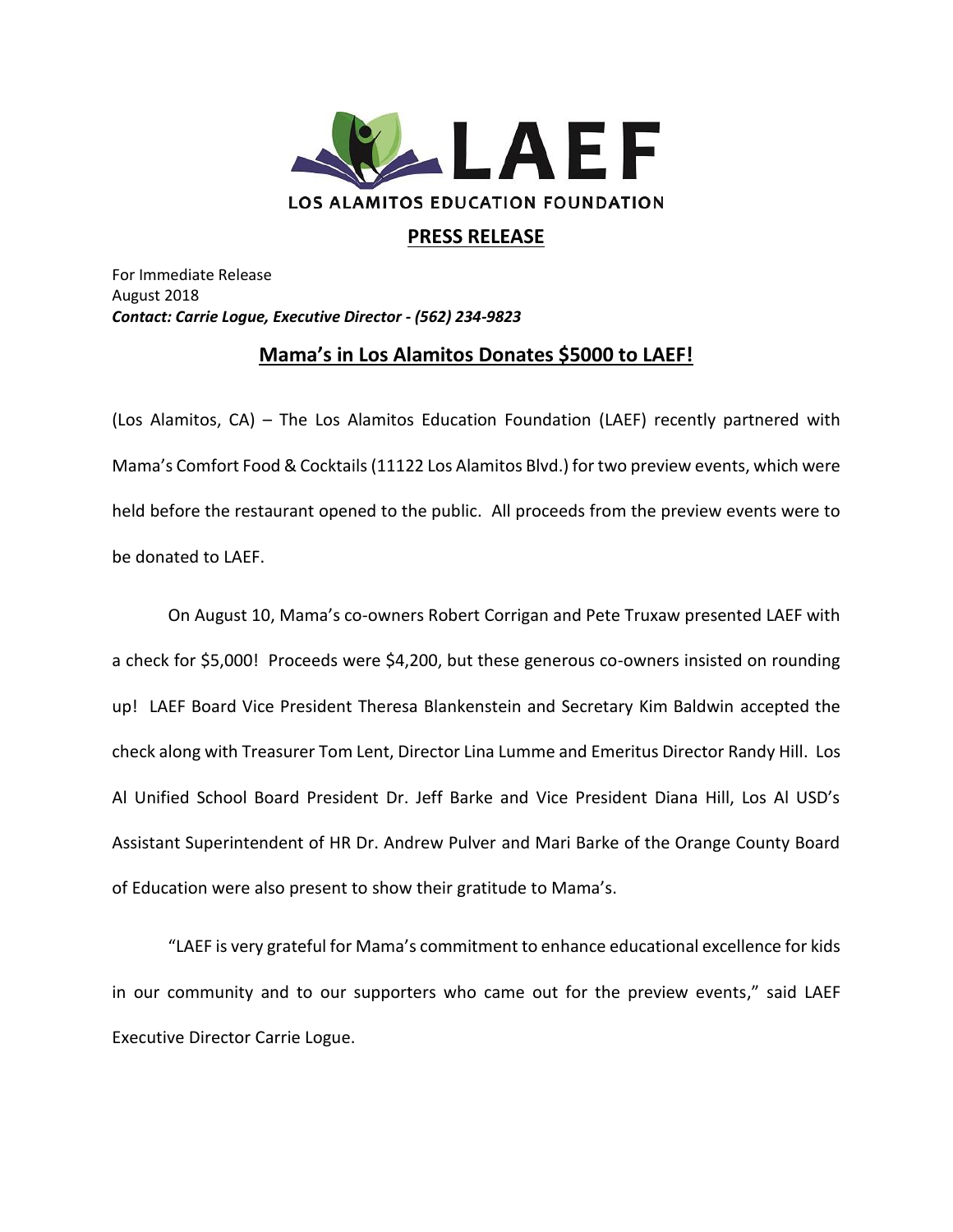# LAEF

LOS ALAMITOS EDUCATION FOUNDATION

## PRESS RELEASE

For Immediate Release
August 2018
***Contact: Carrie Logue, Executive Director - (562) 234-9823***

## Mama's in Los Alamitos Donates $5000 to LAEF!

(Los Alamitos, CA) – The Los Alamitos Education Foundation (LAEF) recently partnered with Mama's Comfort Food & Cocktails (11122 Los Alamitos Blvd.) for two preview events, which were held before the restaurant opened to the public. All proceeds from the preview events were to be donated to LAEF.

On August 10, Mama's co-owners Robert Corrigan and Pete Truxaw presented LAEF with a check for $5,000! Proceeds were $4,200, but these generous co-owners insisted on rounding up! LAEF Board Vice President Theresa Blankenstein and Secretary Kim Baldwin accepted the check along with Treasurer Tom Lent, Director Lina Lumme and Emeritus Director Randy Hill. Los Al Unified School Board President Dr. Jeff Barke and Vice President Diana Hill, Los Al USD's Assistant Superintendent of HR Dr. Andrew Pulver and Mari Barke of the Orange County Board of Education were also present to show their gratitude to Mama's.

"LAEF is very grateful for Mama's commitment to enhance educational excellence for kids in our community and to our supporters who came out for the preview events," said LAEF Executive Director Carrie Logue.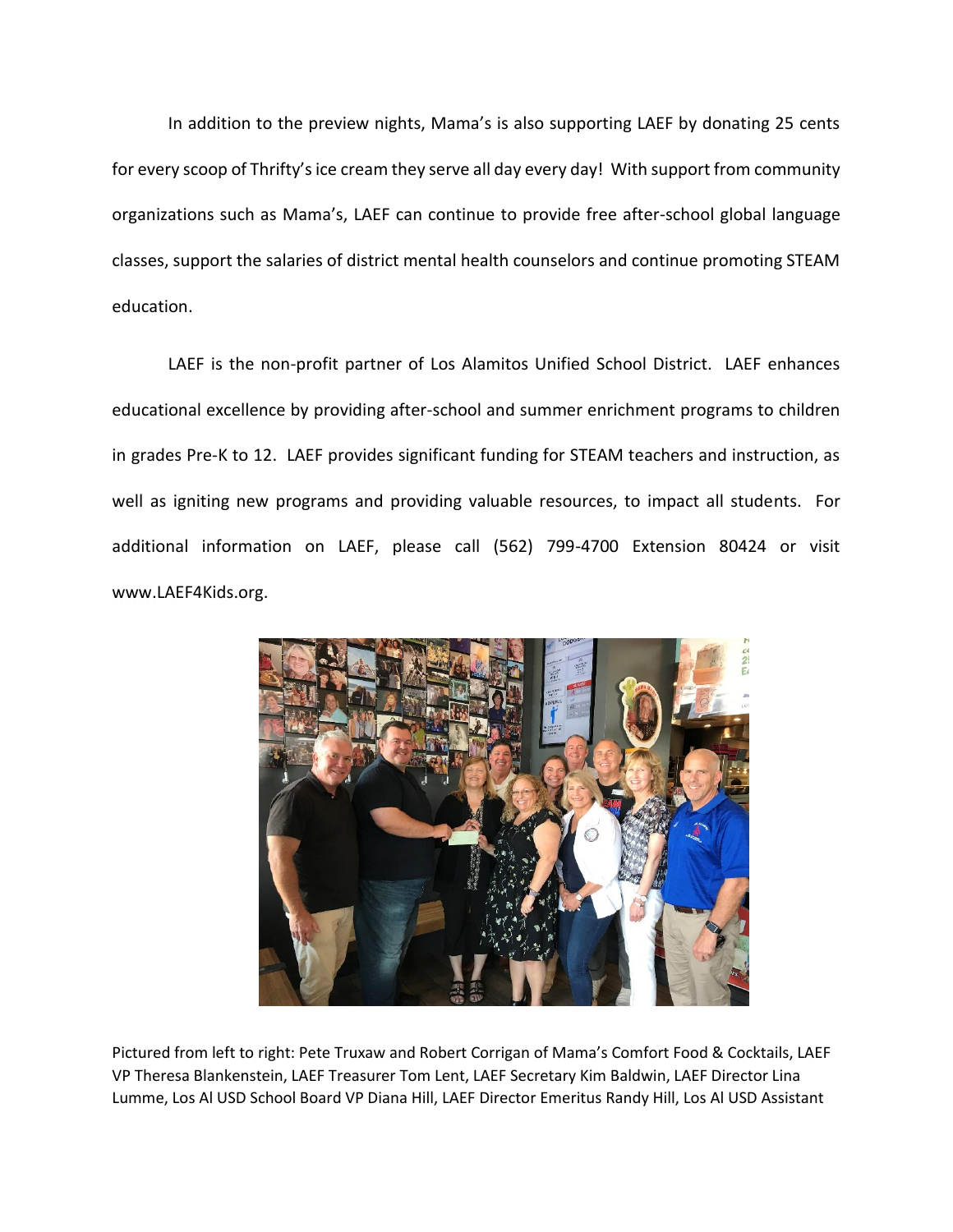In addition to the preview nights, Mama's is also supporting LAEF by donating 25 cents for every scoop of Thrifty's ice cream they serve all day every day! With support from community organizations such as Mama's, LAEF can continue to provide free after-school global language classes, support the salaries of district mental health counselors and continue promoting STEAM education.

LAEF is the non-profit partner of Los Alamitos Unified School District. LAEF enhances educational excellence by providing after-school and summer enrichment programs to children in grades Pre-K to 12. LAEF provides significant funding for STEAM teachers and instruction, as well as igniting new programs and providing valuable resources, to impact all students. For additional information on LAEF, please call (562) 799-4700 Extension 80424 or visit www.LAEF4Kids.org.

Pictured from left to right: Pete Truxaw and Robert Corrigan of Mama's Comfort Food & Cocktails, LAEF VP Theresa Blankenstein, LAEF Treasurer Tom Lent, LAEF Secretary Kim Baldwin, LAEF Director Lina Lumme, Los Al USD School Board VP Diana Hill, LAEF Director Emeritus Randy Hill, Los Al USD Assistant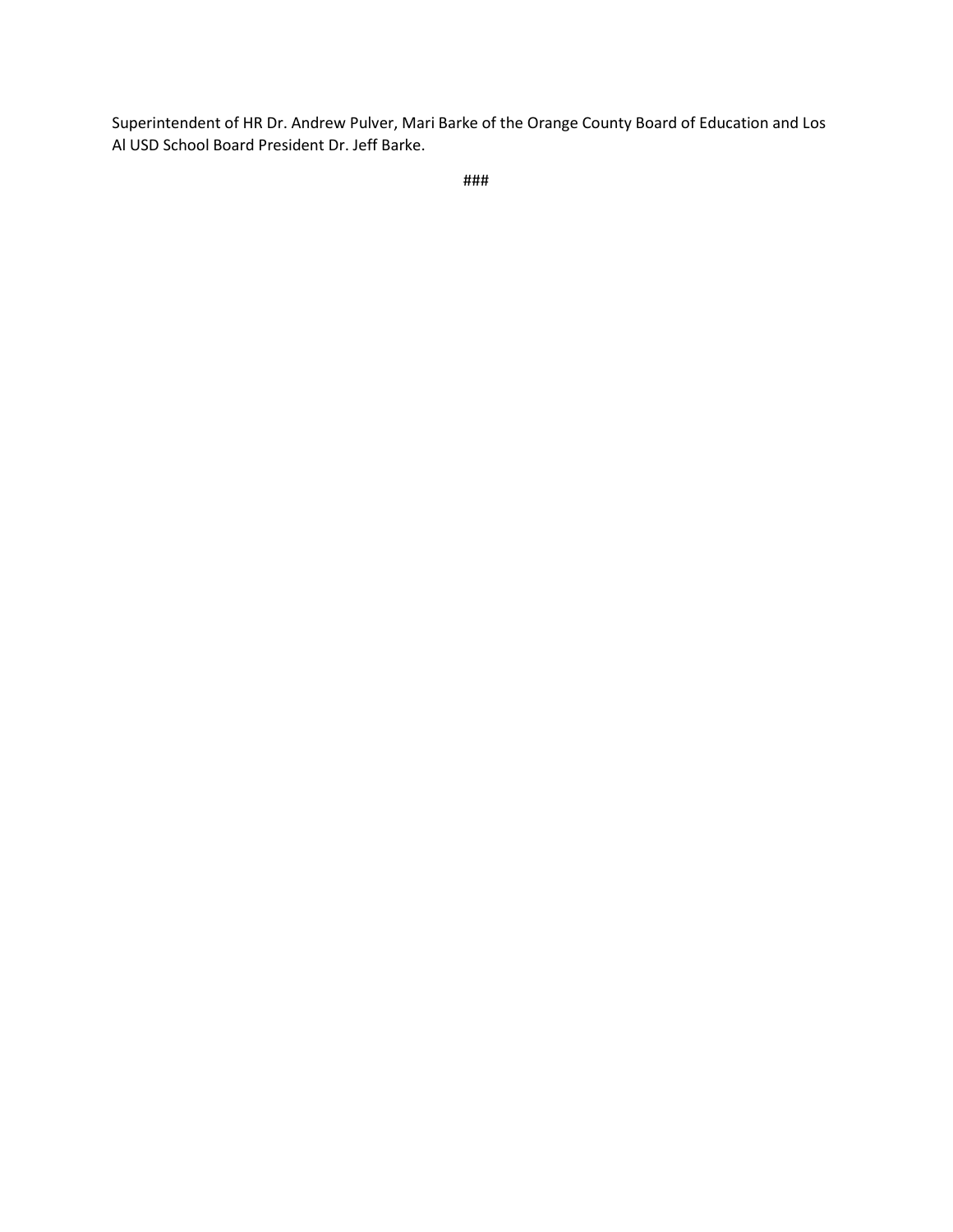Superintendent of HR Dr. Andrew Pulver, Mari Barke of the Orange County Board of Education and Los Al USD School Board President Dr. Jeff Barke.

###